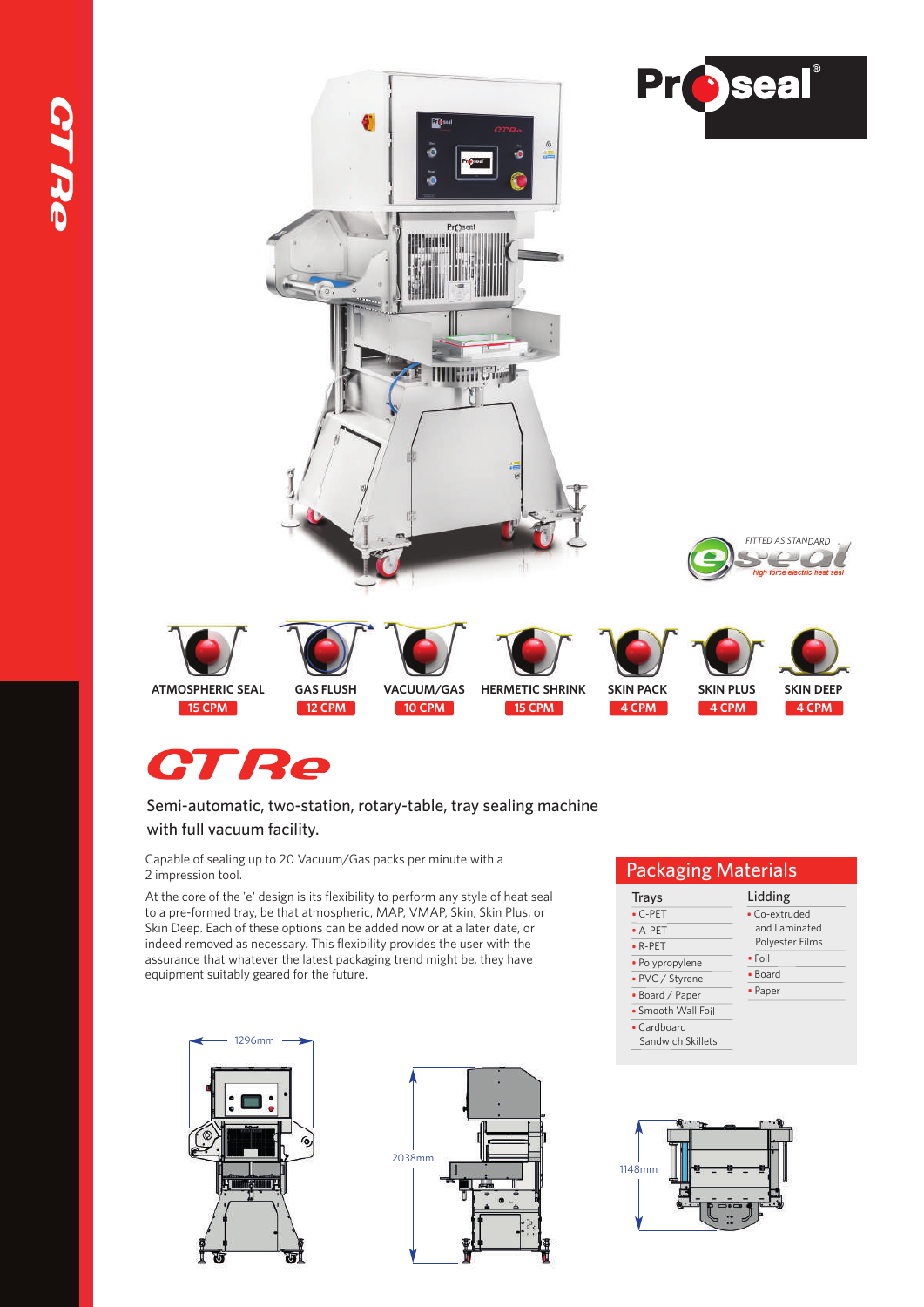FITTED AS STANDARD
*high force electric heat seal*

| ATMOSPHERIC SEAL | GAS FLUSH | VACUUM/GAS | HERMETIC SHRINK | SKIN PACK | SKIN PLUS | SKIN DEEP |
|---|---|---|---|---|---|---|
| 15 CPM | 12 CPM | 10 CPM | 15 CPM | 4 CPM | 4 CPM | 4 CPM |

# GTRe

Semi-automatic, two-station, rotary-table, tray sealing machine with full vacuum facility.

Capable of sealing up to 20 Vacuum/Gas packs per minute with a 2 impression tool.

At the core of the 'e' design is its flexibility to perform any style of heat seal to a pre-formed tray, be that atmospheric, MAP, VMAP, Skin, Skin Plus, or Skin Deep. Each of these options can be added now or at a later date, or indeed removed as necessary. This flexibility provides the user with the assurance that whatever the latest packaging trend might be, they have equipment suitably geared for the future.

## Packaging Materials

**Trays**
- C-PET
- A-PET
- R-PET
- Polypropylene
- PVC / Styrene
- Board / Paper
- Smooth Wall Foil
- Cardboard Sandwich Skillets

**Lidding**
- Co-extruded and Laminated Polyester Films
- Foil
- Board
- Paper

1296mm

2038mm

1148mm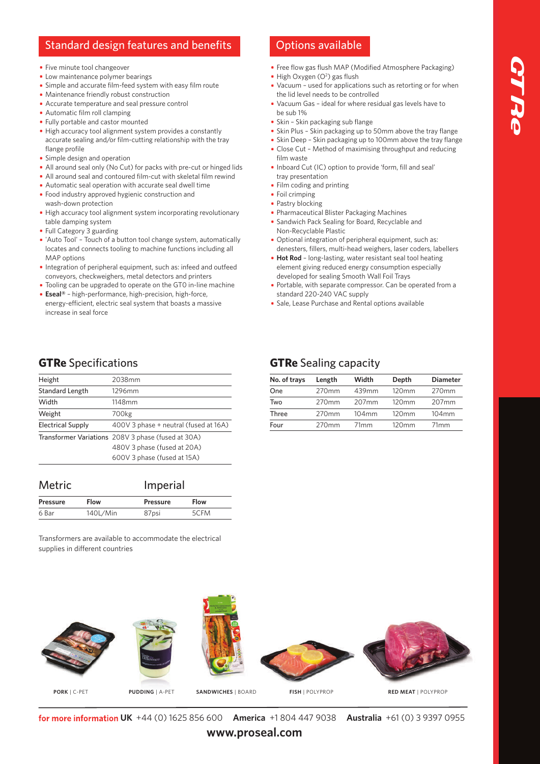## Standard design features and benefits

- Five minute tool changeover
- Low maintenance polymer bearings
- Simple and accurate film-feed system with easy film route
- Maintenance friendly robust construction
- Accurate temperature and seal pressure control
- Automatic film roll clamping
- Fully portable and castor mounted
- High accuracy tool alignment system provides a constantly accurate sealing and/or film-cutting relationship with the tray flange profile
- Simple design and operation
- All around seal only (No Cut) for packs with pre-cut or hinged lids
- All around seal and contoured film-cut with skeletal film rewind
- Automatic seal operation with accurate seal dwell time
- Food industry approved hygienic construction and wash-down protection
- High accuracy tool alignment system incorporating revolutionary table damping system
- Full Category 3 guarding
- 'Auto Tool' – Touch of a button tool change system, automatically locates and connects tooling to machine functions including all MAP options
- Integration of peripheral equipment, such as: infeed and outfeed conveyors, checkweighers, metal detectors and printers
- Tooling can be upgraded to operate on the GT0 in-line machine
- **Eseal®** – high-performance, high-precision, high-force, energy-efficient, electric seal system that boasts a massive increase in seal force

## Options available

- Free flow gas flush MAP (Modified Atmosphere Packaging)
- High Oxygen ($O^2$) gas flush
- Vacuum – used for applications such as retorting or for when the lid level needs to be controlled
- Vacuum Gas – ideal for where residual gas levels have to be sub 1%
- Skin – Skin packaging sub flange
- Skin Plus – Skin packaging up to 50mm above the tray flange
- Skin Deep – Skin packaging up to 100mm above the tray flange
- Close Cut – Method of maximising throughput and reducing film waste
- Inboard Cut (IC) option to provide 'form, fill and seal' tray presentation
- Film coding and printing
- Foil crimping
- Pastry blocking
- Pharmaceutical Blister Packaging Machines
- Sandwich Pack Sealing for Board, Recyclable and Non-Recyclable Plastic
- Optional integration of peripheral equipment, such as: denesters, fillers, multi-head weighers, laser coders, labellers
- **Hot Rod** – long-lasting, water resistant seal tool heating element giving reduced energy consumption especially developed for sealing Smooth Wall Foil Trays
- Portable, with separate compressor. Can be operated from a standard 220-240 VAC supply
- Sale, Lease Purchase and Rental options available

## **GTRe** Specifications

| | |
|---|---|
| Height | 2038mm |
| Standard Length | 1296mm |
| Width | 1148mm |
| Weight | 700kg |
| Electrical Supply | 400V 3 phase + neutral (fused at 16A) |
| Transformer Variations | 208V 3 phase (fused at 30A)<br>480V 3 phase (fused at 20A)<br>600V 3 phase (fused at 15A) |

| Metric | | Imperial | |
|---|---|---|---|
| **Pressure** | **Flow** | **Pressure** | **Flow** |
| 6 Bar | 140L/Min | 87psi | 5CFM |

Transformers are available to accommodate the electrical supplies in different countries

## **GTRe** Sealing capacity

| No. of trays | Length | Width | Depth | Diameter |
|---|---|---|---|---|
| One | 270mm | 439mm | 120mm | 270mm |
| Two | 270mm | 207mm | 120mm | 207mm |
| Three | 270mm | 104mm | 120mm | 104mm |
| Four | 270mm | 71mm | 120mm | 71mm |

**PORK** | C-PET **PUDDING** | A-PET **SANDWICHES** | BOARD **FISH** | POLYPROP **RED MEAT** | POLYPROP

**for more information UK** +44 (0) 1625 856 600 **America** +1 804 447 9038 **Australia** +61 (0) 3 9397 0955

**www.proseal.com**